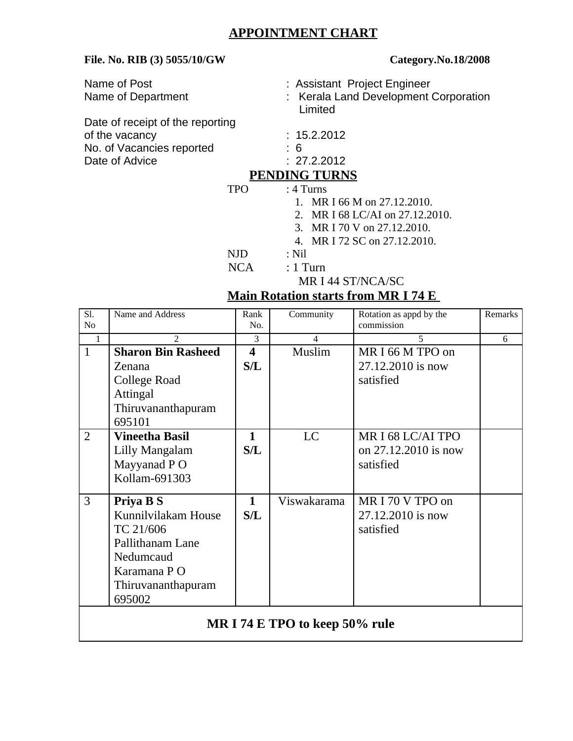# APPOINTMENT CHART

**File. No. RIB (3) 5055/10/GW** **Category.No.18/2008**

Name of Post : Assistant Project Engineer
Name of Department : Kerala Land Development Corporation Limited
Date of receipt of the reporting of the vacancy : 15.2.2012
No. of Vacancies reported : 6
Date of Advice : 27.2.2012

## PENDING TURNS

TPO : 4 Turns

1. MR I 66 M on 27.12.2010.
2. MR I 68 LC/AI on 27.12.2010.
3. MR I 70 V on 27.12.2010.
4. MR I 72 SC on 27.12.2010.

NJD : Nil

NCA : 1 Turn
MR I 44 ST/NCA/SC

## Main Rotation starts from MR I 74 E

| Sl. No | Name and Address | Rank No. | Community | Rotation as appd by the commission | Remarks |
|---|---|---|---|---|---|
| 1 | 2 | 3 | 4 | 5 | 6 |
| 1 | **Sharon Bin Rasheed** Zenana College Road Attingal Thiruvananthapuram 695101 | **4 S/L** | Muslim | MR I 66 M TPO on 27.12.2010 is now satisfied | |
| 2 | **Vineetha Basil** Lilly Mangalam Mayyanad P O Kollam-691303 | **1 S/L** | LC | MR I 68 LC/AI TPO on 27.12.2010 is now satisfied | |
| 3 | **Priya B S** Kunnilvilakam House TC 21/606 Pallithanam Lane Nedumcaud Karamana P O Thiruvananthapuram 695002 | **1 S/L** | Viswakarama | MR I 70 V TPO on 27.12.2010 is now satisfied | |
| **MR I 74 E TPO to keep 50% rule** | | | | | |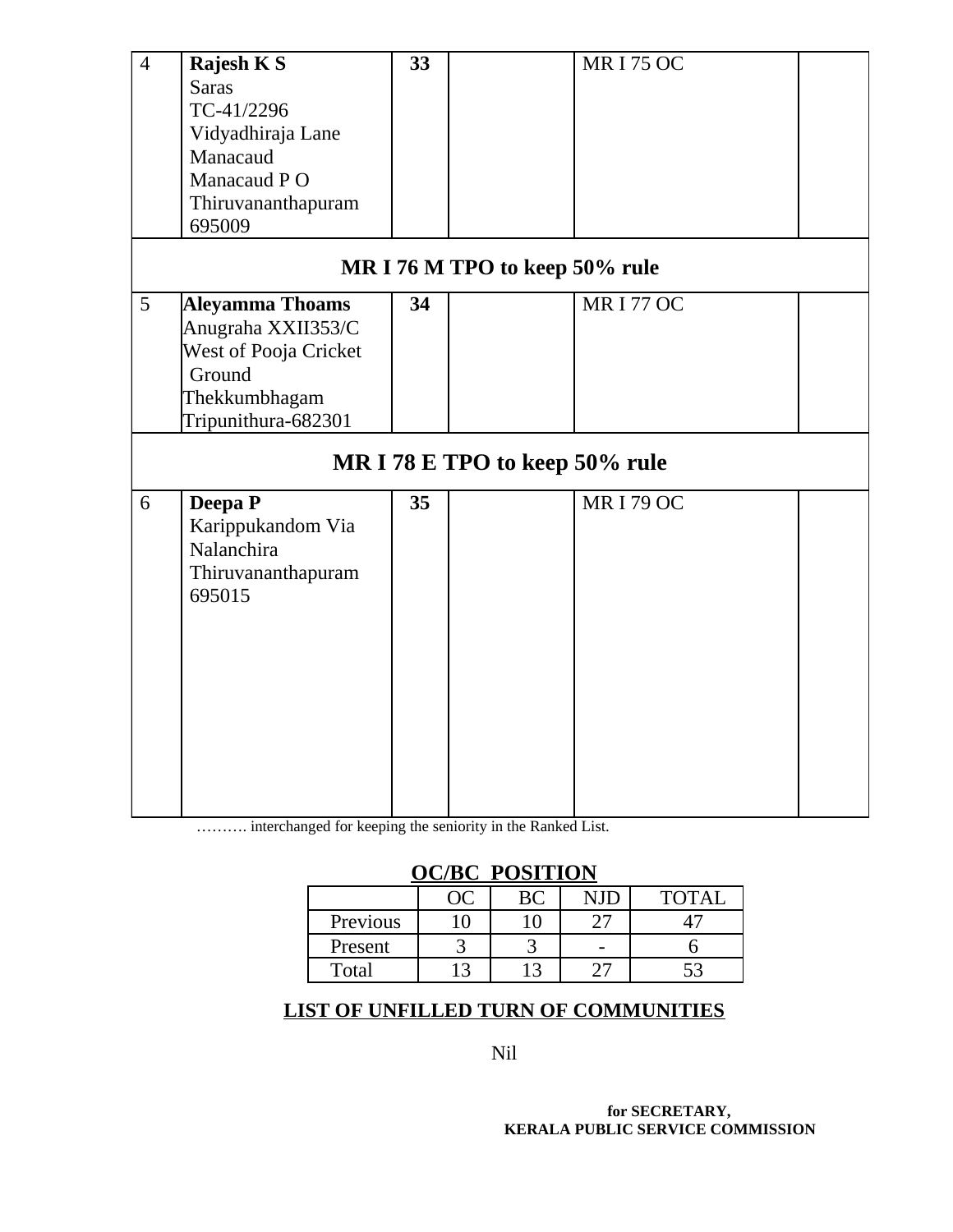| | | | | | |
|---|---|---|---|---|---|
| 4 | **Rajesh K S**<br>Saras<br>TC-41/2296<br>Vidyadhiraja Lane<br>Manacaud<br>Manacaud P O<br>Thiruvananthapuram<br>695009 | **33** | | MR I 75 OC | |
| **MR I 76 M TPO to keep 50% rule** | | | | | |
| 5 | **Aleyamma Thoams**<br>Anugraha XXII353/C<br>West of Pooja Cricket Ground<br>Thekkumbhagam<br>Tripunithura-682301 | **34** | | MR I 77 OC | |
| **MR I 78 E TPO to keep 50% rule** | | | | | |
| 6 | **Deepa P**<br>Karippukandom Via<br>Nalanchira<br>Thiruvananthapuram<br>695015 | **35** | | MR I 79 OC | |

………. interchanged for keeping the seniority in the Ranked List.

**OC/BC POSITION**

| | OC | BC | NJD | TOTAL |
|---|---|---|---|---|
| Previous | 10 | 10 | 27 | 47 |
| Present | 3 | 3 | - | 6 |
| Total | 13 | 13 | 27 | 53 |

**LIST OF UNFILLED TURN OF COMMUNITIES**

Nil

**for SECRETARY,**
**KERALA PUBLIC SERVICE COMMISSION**